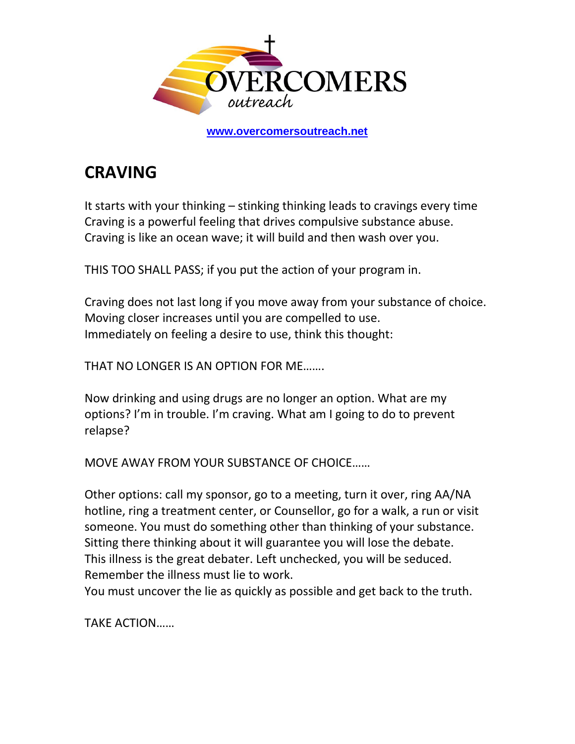OVERCOMERS outreach

www.overcomersoutreach.net

# CRAVING

It starts with your thinking – stinking thinking leads to cravings every time
Craving is a powerful feeling that drives compulsive substance abuse.
Craving is like an ocean wave; it will build and then wash over you.

THIS TOO SHALL PASS; if you put the action of your program in.

Craving does not last long if you move away from your substance of choice.
Moving closer increases until you are compelled to use.
Immediately on feeling a desire to use, think this thought:

THAT NO LONGER IS AN OPTION FOR ME…….

Now drinking and using drugs are no longer an option. What are my options? I'm in trouble. I'm craving. What am I going to do to prevent relapse?

MOVE AWAY FROM YOUR SUBSTANCE OF CHOICE……

Other options: call my sponsor, go to a meeting, turn it over, ring AA/NA hotline, ring a treatment center, or Counsellor, go for a walk, a run or visit someone. You must do something other than thinking of your substance.
Sitting there thinking about it will guarantee you will lose the debate.
This illness is the great debater. Left unchecked, you will be seduced.
Remember the illness must lie to work.
You must uncover the lie as quickly as possible and get back to the truth.

TAKE ACTION……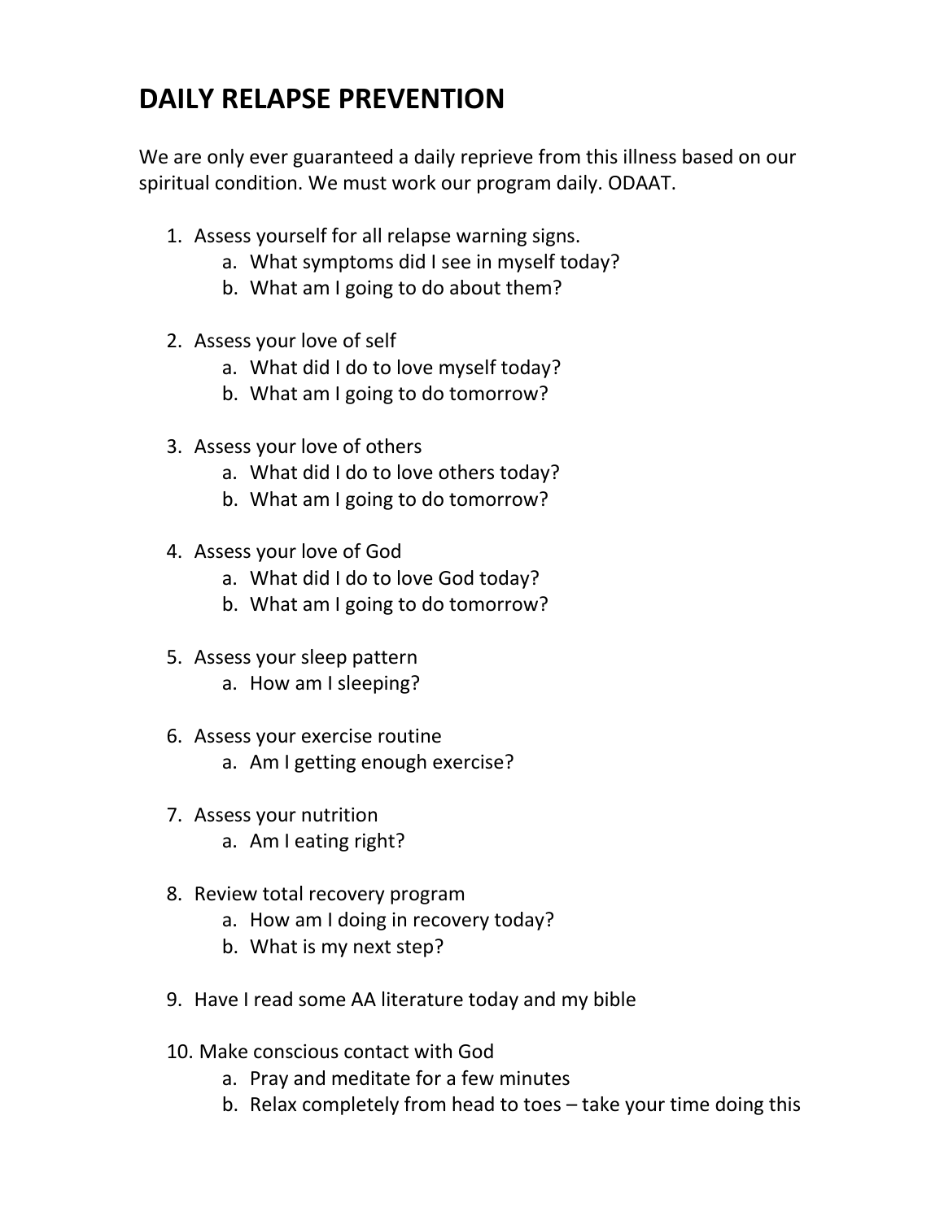# DAILY RELAPSE PREVENTION

We are only ever guaranteed a daily reprieve from this illness based on our spiritual condition. We must work our program daily. ODAAT.

1. Assess yourself for all relapse warning signs.
   a. What symptoms did I see in myself today?
   b. What am I going to do about them?

2. Assess your love of self
   a. What did I do to love myself today?
   b. What am I going to do tomorrow?

3. Assess your love of others
   a. What did I do to love others today?
   b. What am I going to do tomorrow?

4. Assess your love of God
   a. What did I do to love God today?
   b. What am I going to do tomorrow?

5. Assess your sleep pattern
   a. How am I sleeping?

6. Assess your exercise routine
   a. Am I getting enough exercise?

7. Assess your nutrition
   a. Am I eating right?

8. Review total recovery program
   a. How am I doing in recovery today?
   b. What is my next step?

9. Have I read some AA literature today and my bible

10. Make conscious contact with God
    a. Pray and meditate for a few minutes
    b. Relax completely from head to toes – take your time doing this